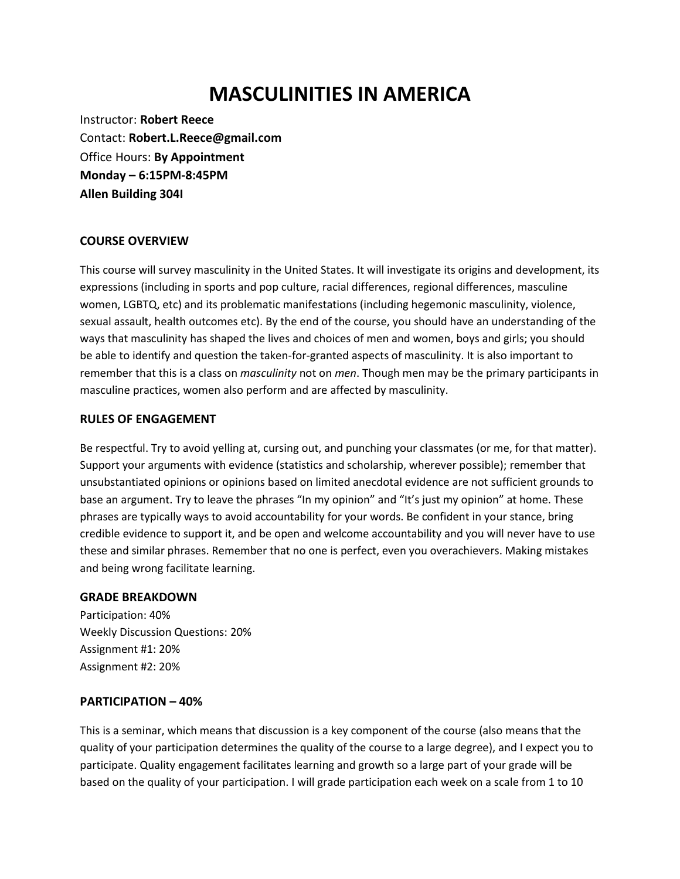# MASCULINITIES IN AMERICA

Instructor: **Robert Reece**
Contact: **Robert.L.Reece@gmail.com**
Office Hours: **By Appointment**
**Monday – 6:15PM-8:45PM**
**Allen Building 304I**

### COURSE OVERVIEW

This course will survey masculinity in the United States. It will investigate its origins and development, its expressions (including in sports and pop culture, racial differences, regional differences, masculine women, LGBTQ, etc) and its problematic manifestations (including hegemonic masculinity, violence, sexual assault, health outcomes etc). By the end of the course, you should have an understanding of the ways that masculinity has shaped the lives and choices of men and women, boys and girls; you should be able to identify and question the taken-for-granted aspects of masculinity. It is also important to remember that this is a class on *masculinity* not on *men*. Though men may be the primary participants in masculine practices, women also perform and are affected by masculinity.

### RULES OF ENGAGEMENT

Be respectful. Try to avoid yelling at, cursing out, and punching your classmates (or me, for that matter). Support your arguments with evidence (statistics and scholarship, wherever possible); remember that unsubstantiated opinions or opinions based on limited anecdotal evidence are not sufficient grounds to base an argument. Try to leave the phrases "In my opinion" and "It's just my opinion" at home. These phrases are typically ways to avoid accountability for your words. Be confident in your stance, bring credible evidence to support it, and be open and welcome accountability and you will never have to use these and similar phrases. Remember that no one is perfect, even you overachievers. Making mistakes and being wrong facilitate learning.

### GRADE BREAKDOWN

Participation: 40%
Weekly Discussion Questions: 20%
Assignment #1: 20%
Assignment #2: 20%

### PARTICIPATION – 40%

This is a seminar, which means that discussion is a key component of the course (also means that the quality of your participation determines the quality of the course to a large degree), and I expect you to participate. Quality engagement facilitates learning and growth so a large part of your grade will be based on the quality of your participation. I will grade participation each week on a scale from 1 to 10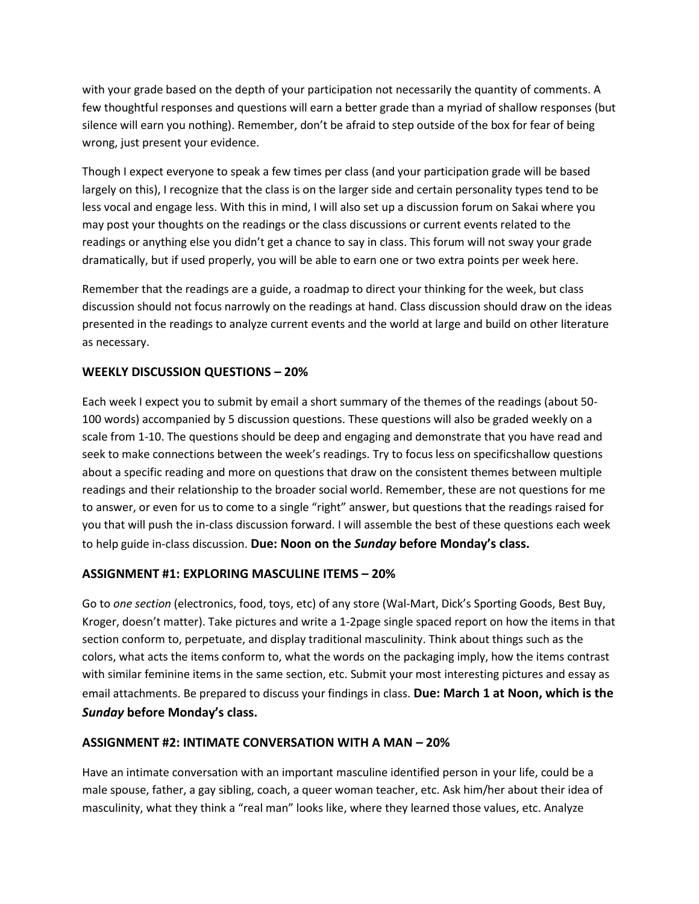with your grade based on the depth of your participation not necessarily the quantity of comments. A few thoughtful responses and questions will earn a better grade than a myriad of shallow responses (but silence will earn you nothing). Remember, don't be afraid to step outside of the box for fear of being wrong, just present your evidence.

Though I expect everyone to speak a few times per class (and your participation grade will be based largely on this), I recognize that the class is on the larger side and certain personality types tend to be less vocal and engage less. With this in mind, I will also set up a discussion forum on Sakai where you may post your thoughts on the readings or the class discussions or current events related to the readings or anything else you didn't get a chance to say in class. This forum will not sway your grade dramatically, but if used properly, you will be able to earn one or two extra points per week here.

Remember that the readings are a guide, a roadmap to direct your thinking for the week, but class discussion should not focus narrowly on the readings at hand. Class discussion should draw on the ideas presented in the readings to analyze current events and the world at large and build on other literature as necessary.

### WEEKLY DISCUSSION QUESTIONS – 20%

Each week I expect you to submit by email a short summary of the themes of the readings (about 50-100 words) accompanied by 5 discussion questions. These questions will also be graded weekly on a scale from 1-10. The questions should be deep and engaging and demonstrate that you have read and seek to make connections between the week's readings. Try to focus less on specificsshallow questions about a specific reading and more on questions that draw on the consistent themes between multiple readings and their relationship to the broader social world. Remember, these are not questions for me to answer, or even for us to come to a single "right" answer, but questions that the readings raised for you that will push the in-class discussion forward. I will assemble the best of these questions each week to help guide in-class discussion. **Due: Noon on the *Sunday* before Monday's class.**

### ASSIGNMENT #1: EXPLORING MASCULINE ITEMS – 20%

Go to *one section* (electronics, food, toys, etc) of any store (Wal-Mart, Dick's Sporting Goods, Best Buy, Kroger, doesn't matter). Take pictures and write a 1-2page single spaced report on how the items in that section conform to, perpetuate, and display traditional masculinity. Think about things such as the colors, what acts the items conform to, what the words on the packaging imply, how the items contrast with similar feminine items in the same section, etc. Submit your most interesting pictures and essay as email attachments. Be prepared to discuss your findings in class. **Due: March 1 at Noon, which is the *Sunday* before Monday's class.**

### ASSIGNMENT #2: INTIMATE CONVERSATION WITH A MAN – 20%

Have an intimate conversation with an important masculine identified person in your life, could be a male spouse, father, a gay sibling, coach, a queer woman teacher, etc. Ask him/her about their idea of masculinity, what they think a "real man" looks like, where they learned those values, etc. Analyze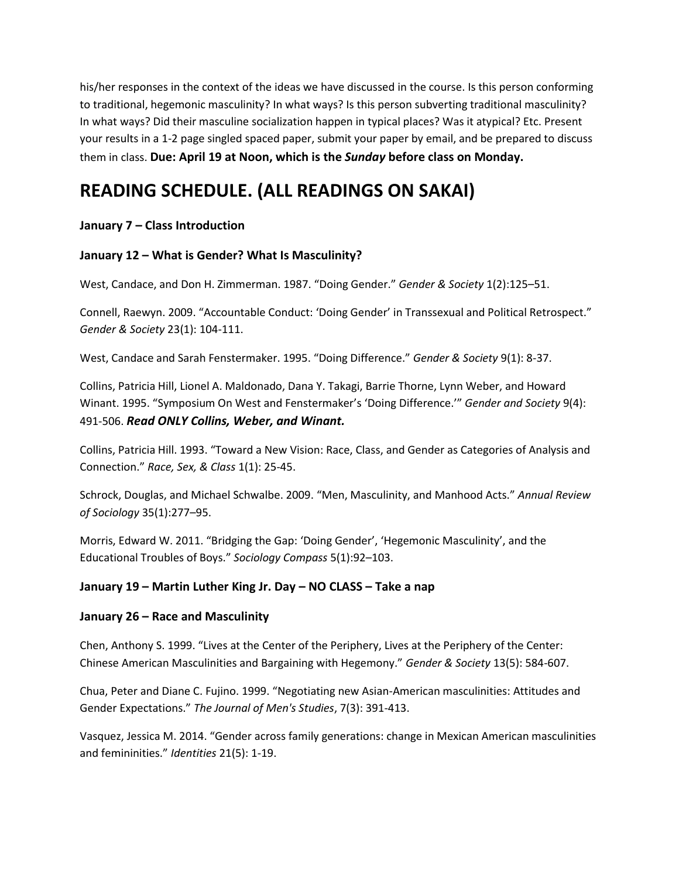his/her responses in the context of the ideas we have discussed in the course. Is this person conforming to traditional, hegemonic masculinity? In what ways? Is this person subverting traditional masculinity? In what ways? Did their masculine socialization happen in typical places? Was it atypical? Etc. Present your results in a 1-2 page singled spaced paper, submit your paper by email, and be prepared to discuss them in class. **Due: April 19 at Noon, which is the *Sunday* before class on Monday.**

# READING SCHEDULE. (ALL READINGS ON SAKAI)

**January 7 – Class Introduction**

**January 12 – What is Gender? What Is Masculinity?**

West, Candace, and Don H. Zimmerman. 1987. "Doing Gender." *Gender & Society* 1(2):125–51.

Connell, Raewyn. 2009. "Accountable Conduct: 'Doing Gender' in Transsexual and Political Retrospect." *Gender & Society* 23(1): 104-111.

West, Candace and Sarah Fenstermaker. 1995. "Doing Difference." *Gender & Society* 9(1): 8-37.

Collins, Patricia Hill, Lionel A. Maldonado, Dana Y. Takagi, Barrie Thorne, Lynn Weber, and Howard Winant. 1995. "Symposium On West and Fenstermaker's 'Doing Difference.'" *Gender and Society* 9(4): 491-506. ***Read ONLY Collins, Weber, and Winant.***

Collins, Patricia Hill. 1993. "Toward a New Vision: Race, Class, and Gender as Categories of Analysis and Connection." *Race, Sex, & Class* 1(1): 25-45.

Schrock, Douglas, and Michael Schwalbe. 2009. "Men, Masculinity, and Manhood Acts." *Annual Review of Sociology* 35(1):277–95.

Morris, Edward W. 2011. "Bridging the Gap: 'Doing Gender', 'Hegemonic Masculinity', and the Educational Troubles of Boys." *Sociology Compass* 5(1):92–103.

**January 19 – Martin Luther King Jr. Day – NO CLASS – Take a nap**

**January 26 – Race and Masculinity**

Chen, Anthony S. 1999. "Lives at the Center of the Periphery, Lives at the Periphery of the Center: Chinese American Masculinities and Bargaining with Hegemony." *Gender & Society* 13(5): 584-607.

Chua, Peter and Diane C. Fujino. 1999. "Negotiating new Asian-American masculinities: Attitudes and Gender Expectations." *The Journal of Men's Studies*, 7(3): 391-413.

Vasquez, Jessica M. 2014. "Gender across family generations: change in Mexican American masculinities and femininities." *Identities* 21(5): 1-19.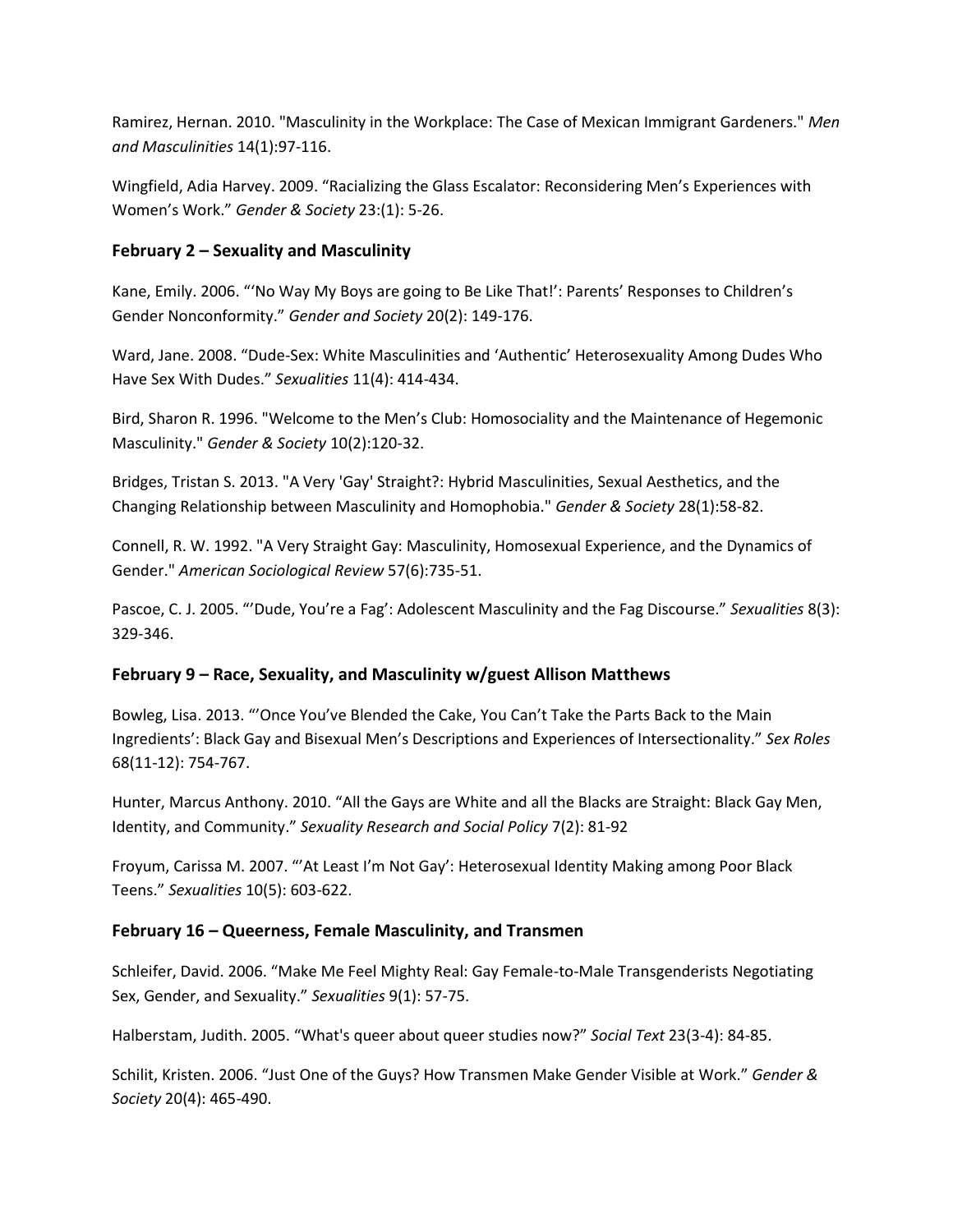Ramirez, Hernan. 2010. "Masculinity in the Workplace: The Case of Mexican Immigrant Gardeners." *Men and Masculinities* 14(1):97-116.

Wingfield, Adia Harvey. 2009. "Racializing the Glass Escalator: Reconsidering Men's Experiences with Women's Work." *Gender & Society* 23:(1): 5-26.

### February 2 – Sexuality and Masculinity

Kane, Emily. 2006. "'No Way My Boys are going to Be Like That!': Parents' Responses to Children's Gender Nonconformity." *Gender and Society* 20(2): 149-176.

Ward, Jane. 2008. "Dude-Sex: White Masculinities and 'Authentic' Heterosexuality Among Dudes Who Have Sex With Dudes." *Sexualities* 11(4): 414-434.

Bird, Sharon R. 1996. "Welcome to the Men's Club: Homosociality and the Maintenance of Hegemonic Masculinity." *Gender & Society* 10(2):120-32.

Bridges, Tristan S. 2013. "A Very 'Gay' Straight?: Hybrid Masculinities, Sexual Aesthetics, and the Changing Relationship between Masculinity and Homophobia." *Gender & Society* 28(1):58-82.

Connell, R. W. 1992. "A Very Straight Gay: Masculinity, Homosexual Experience, and the Dynamics of Gender." *American Sociological Review* 57(6):735-51.

Pascoe, C. J. 2005. "'Dude, You're a Fag': Adolescent Masculinity and the Fag Discourse." *Sexualities* 8(3): 329-346.

### February 9 – Race, Sexuality, and Masculinity w/guest Allison Matthews

Bowleg, Lisa. 2013. "'Once You've Blended the Cake, You Can't Take the Parts Back to the Main Ingredients': Black Gay and Bisexual Men's Descriptions and Experiences of Intersectionality." *Sex Roles* 68(11-12): 754-767.

Hunter, Marcus Anthony. 2010. "All the Gays are White and all the Blacks are Straight: Black Gay Men, Identity, and Community." *Sexuality Research and Social Policy* 7(2): 81-92

Froyum, Carissa M. 2007. "'At Least I'm Not Gay': Heterosexual Identity Making among Poor Black Teens." *Sexualities* 10(5): 603-622.

### February 16 – Queerness, Female Masculinity, and Transmen

Schleifer, David. 2006. "Make Me Feel Mighty Real: Gay Female-to-Male Transgenderists Negotiating Sex, Gender, and Sexuality." *Sexualities* 9(1): 57-75.

Halberstam, Judith. 2005. "What's queer about queer studies now?" *Social Text* 23(3-4): 84-85.

Schilit, Kristen. 2006. "Just One of the Guys? How Transmen Make Gender Visible at Work." *Gender & Society* 20(4): 465-490.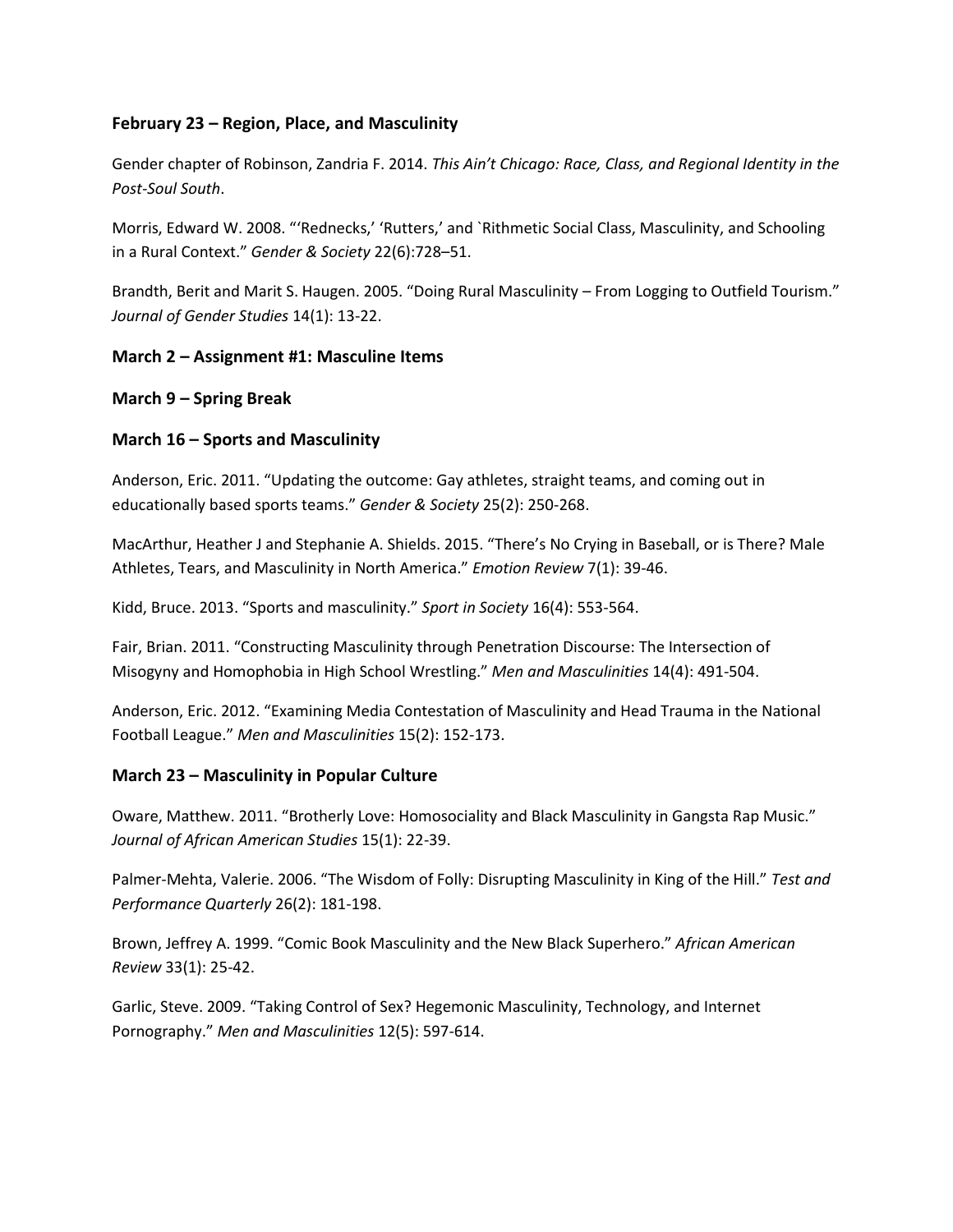**February 23 – Region, Place, and Masculinity**

Gender chapter of Robinson, Zandria F. 2014. *This Ain't Chicago: Race, Class, and Regional Identity in the Post-Soul South*.

Morris, Edward W. 2008. "'Rednecks,' 'Rutters,' and `Rithmetic Social Class, Masculinity, and Schooling in a Rural Context." *Gender & Society* 22(6):728–51.

Brandth, Berit and Marit S. Haugen. 2005. "Doing Rural Masculinity – From Logging to Outfield Tourism." *Journal of Gender Studies* 14(1): 13-22.

**March 2 – Assignment #1: Masculine Items**

**March 9 – Spring Break**

**March 16 – Sports and Masculinity**

Anderson, Eric. 2011. "Updating the outcome: Gay athletes, straight teams, and coming out in educationally based sports teams." *Gender & Society* 25(2): 250-268.

MacArthur, Heather J and Stephanie A. Shields. 2015. "There's No Crying in Baseball, or is There? Male Athletes, Tears, and Masculinity in North America." *Emotion Review* 7(1): 39-46.

Kidd, Bruce. 2013. "Sports and masculinity." *Sport in Society* 16(4): 553-564.

Fair, Brian. 2011. "Constructing Masculinity through Penetration Discourse: The Intersection of Misogyny and Homophobia in High School Wrestling." *Men and Masculinities* 14(4): 491-504.

Anderson, Eric. 2012. "Examining Media Contestation of Masculinity and Head Trauma in the National Football League." *Men and Masculinities* 15(2): 152-173.

**March 23 – Masculinity in Popular Culture**

Oware, Matthew. 2011. "Brotherly Love: Homosociality and Black Masculinity in Gangsta Rap Music." *Journal of African American Studies* 15(1): 22-39.

Palmer-Mehta, Valerie. 2006. "The Wisdom of Folly: Disrupting Masculinity in King of the Hill." *Test and Performance Quarterly* 26(2): 181-198.

Brown, Jeffrey A. 1999. "Comic Book Masculinity and the New Black Superhero." *African American Review* 33(1): 25-42.

Garlic, Steve. 2009. "Taking Control of Sex? Hegemonic Masculinity, Technology, and Internet Pornography." *Men and Masculinities* 12(5): 597-614.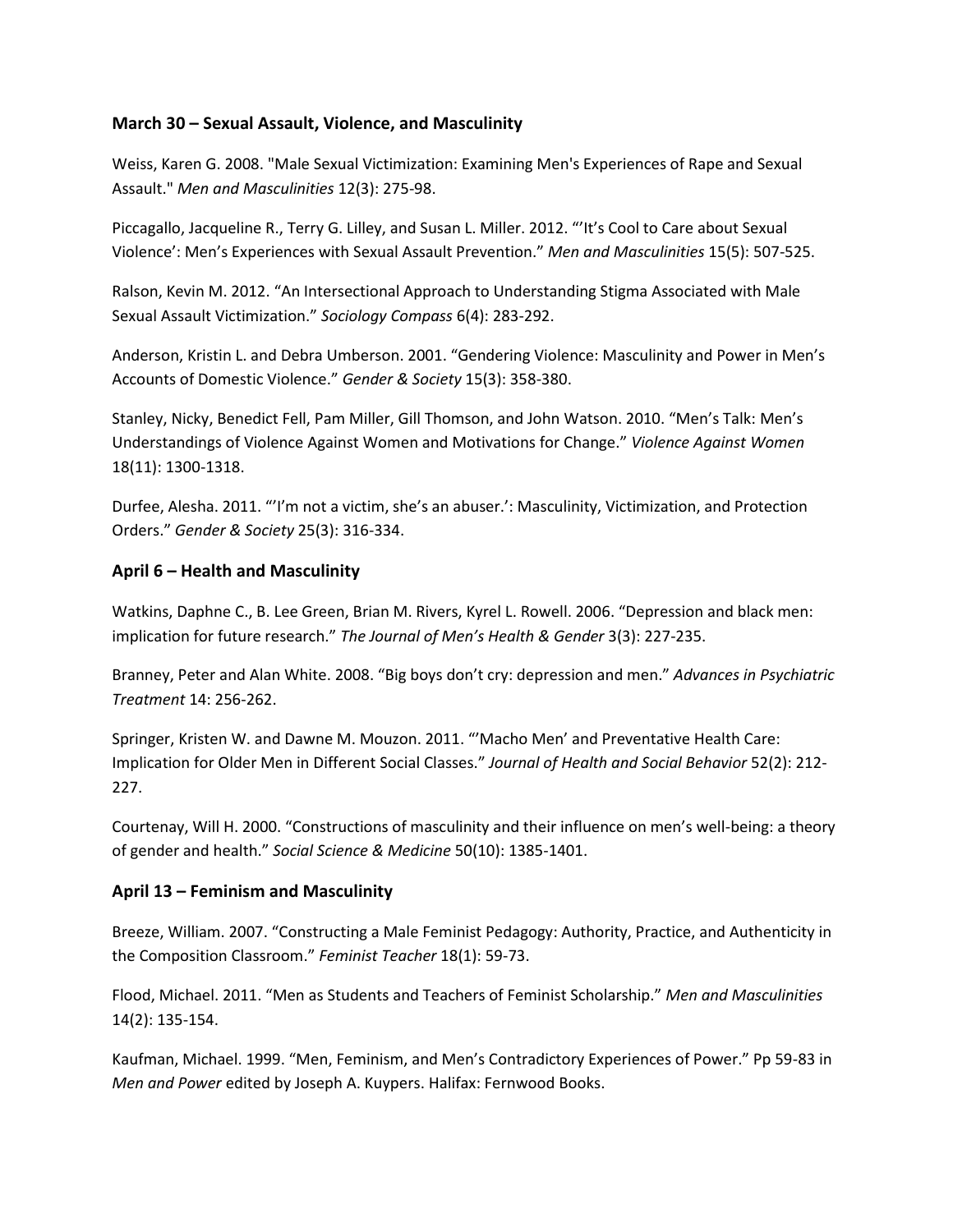### March 30 – Sexual Assault, Violence, and Masculinity

Weiss, Karen G. 2008. "Male Sexual Victimization: Examining Men's Experiences of Rape and Sexual Assault." *Men and Masculinities* 12(3): 275-98.

Piccagallo, Jacqueline R., Terry G. Lilley, and Susan L. Miller. 2012. "'It's Cool to Care about Sexual Violence': Men's Experiences with Sexual Assault Prevention." *Men and Masculinities* 15(5): 507-525.

Ralson, Kevin M. 2012. "An Intersectional Approach to Understanding Stigma Associated with Male Sexual Assault Victimization." *Sociology Compass* 6(4): 283-292.

Anderson, Kristin L. and Debra Umberson. 2001. "Gendering Violence: Masculinity and Power in Men's Accounts of Domestic Violence." *Gender & Society* 15(3): 358-380.

Stanley, Nicky, Benedict Fell, Pam Miller, Gill Thomson, and John Watson. 2010. "Men's Talk: Men's Understandings of Violence Against Women and Motivations for Change." *Violence Against Women* 18(11): 1300-1318.

Durfee, Alesha. 2011. "'I'm not a victim, she's an abuser.': Masculinity, Victimization, and Protection Orders." *Gender & Society* 25(3): 316-334.

### April 6 – Health and Masculinity

Watkins, Daphne C., B. Lee Green, Brian M. Rivers, Kyrel L. Rowell. 2006. "Depression and black men: implication for future research." *The Journal of Men's Health & Gender* 3(3): 227-235.

Branney, Peter and Alan White. 2008. "Big boys don't cry: depression and men." *Advances in Psychiatric Treatment* 14: 256-262.

Springer, Kristen W. and Dawne M. Mouzon. 2011. "'Macho Men' and Preventative Health Care: Implication for Older Men in Different Social Classes." *Journal of Health and Social Behavior* 52(2): 212-227.

Courtenay, Will H. 2000. "Constructions of masculinity and their influence on men's well-being: a theory of gender and health." *Social Science & Medicine* 50(10): 1385-1401.

### April 13 – Feminism and Masculinity

Breeze, William. 2007. "Constructing a Male Feminist Pedagogy: Authority, Practice, and Authenticity in the Composition Classroom." *Feminist Teacher* 18(1): 59-73.

Flood, Michael. 2011. "Men as Students and Teachers of Feminist Scholarship." *Men and Masculinities* 14(2): 135-154.

Kaufman, Michael. 1999. "Men, Feminism, and Men's Contradictory Experiences of Power." Pp 59-83 in *Men and Power* edited by Joseph A. Kuypers. Halifax: Fernwood Books.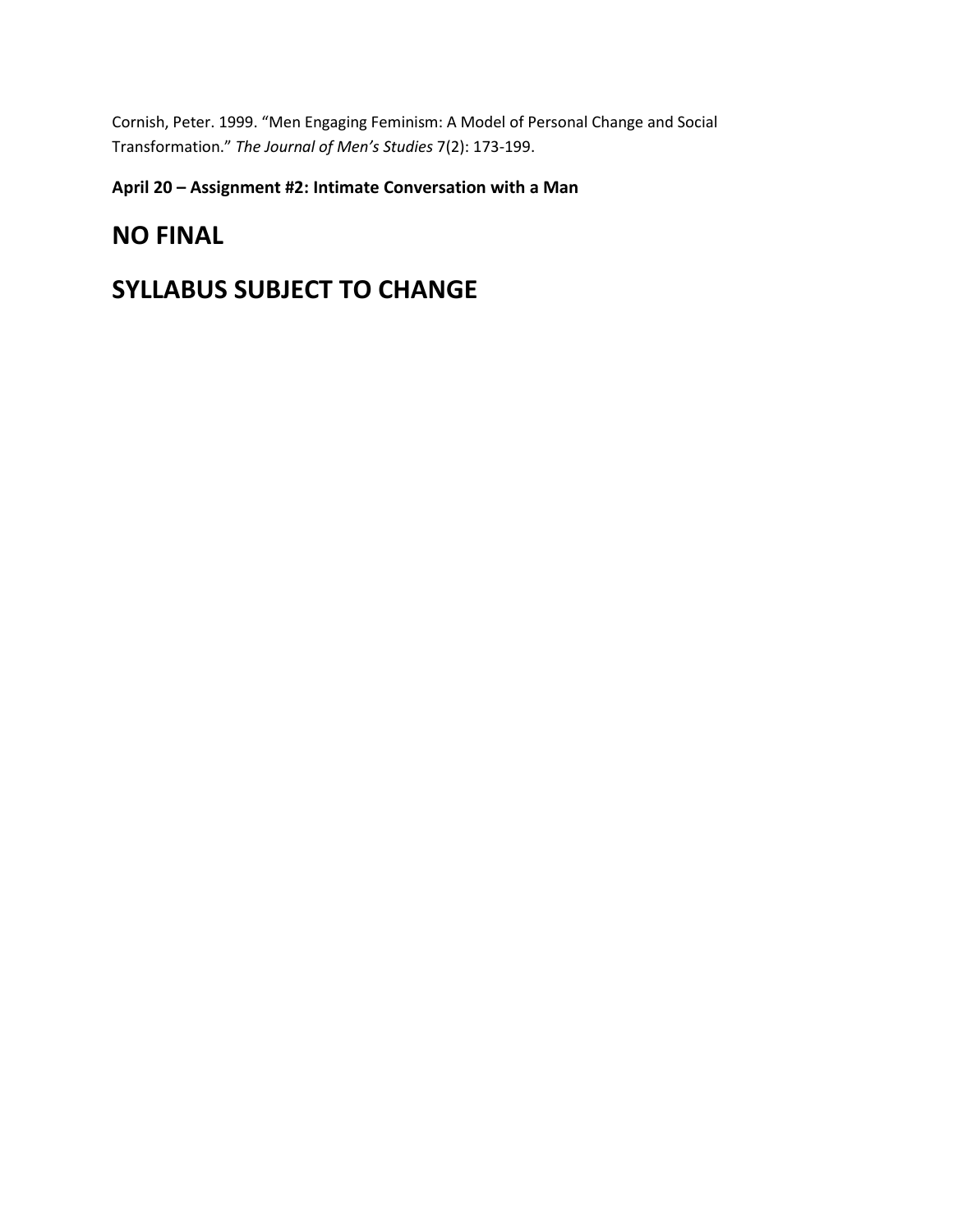Cornish, Peter. 1999. "Men Engaging Feminism: A Model of Personal Change and Social Transformation." *The Journal of Men's Studies* 7(2): 173-199.

**April 20 – Assignment #2: Intimate Conversation with a Man**

# NO FINAL

# SYLLABUS SUBJECT TO CHANGE